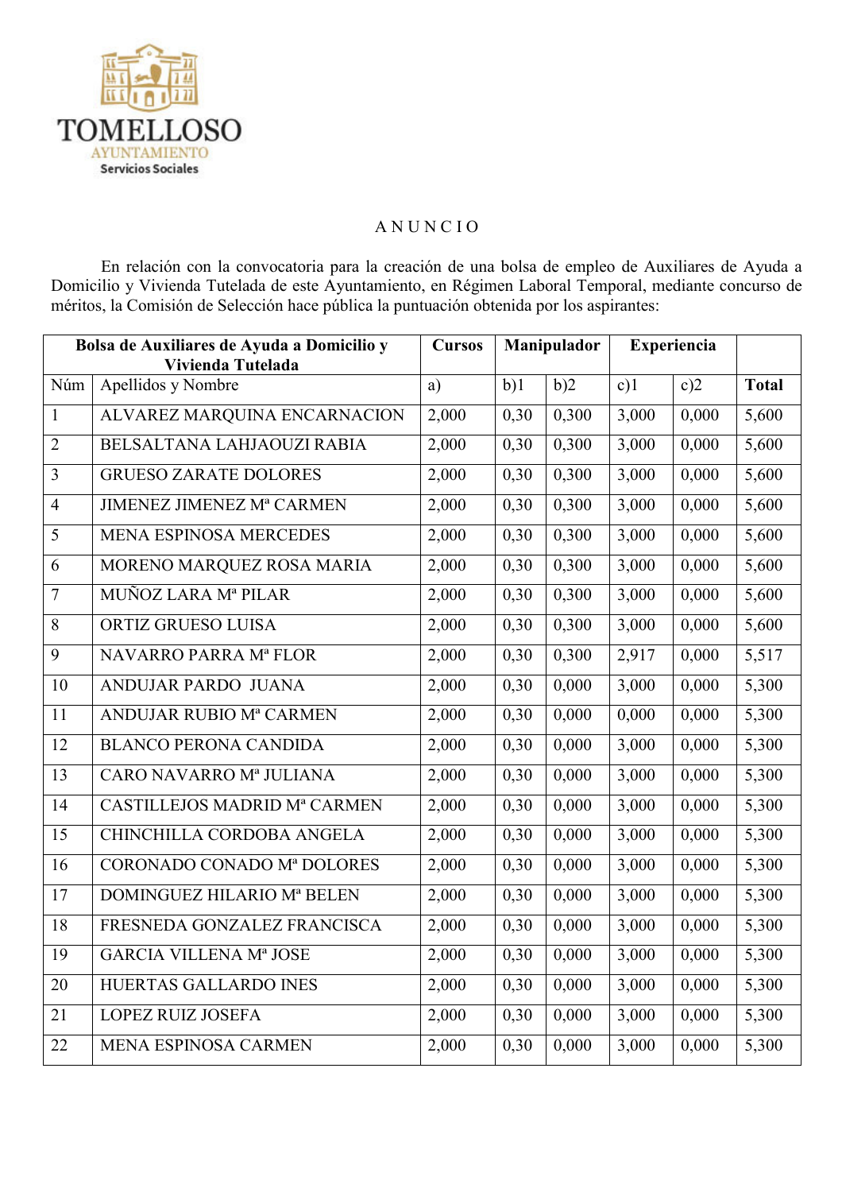TOMELLOSO
AYUNTAMIENTO
Servicios Sociales

# A N U N C I O

En relación con la convocatoria para la creación de una bolsa de empleo de Auxiliares de Ayuda a Domicilio y Vivienda Tutelada de este Ayuntamiento, en Régimen Laboral Temporal, mediante concurso de méritos, la Comisión de Selección hace pública la puntuación obtenida por los aspirantes:

| Bolsa de Auxiliares de Ayuda a Domicilio y Vivienda Tutelada | | Cursos | Manipulador | | Experiencia | | |
|---|---|---|---|---|---|---|---|
| Núm | Apellidos y Nombre | a) | b)1 | b)2 | c)1 | c)2 | **Total** |
| 1 | ALVAREZ MARQUINA ENCARNACION | 2,000 | 0,30 | 0,300 | 3,000 | 0,000 | 5,600 |
| 2 | BELSALTANA LAHJAOUZI RABIA | 2,000 | 0,30 | 0,300 | 3,000 | 0,000 | 5,600 |
| 3 | GRUESO ZARATE DOLORES | 2,000 | 0,30 | 0,300 | 3,000 | 0,000 | 5,600 |
| 4 | JIMENEZ JIMENEZ Mª CARMEN | 2,000 | 0,30 | 0,300 | 3,000 | 0,000 | 5,600 |
| 5 | MENA ESPINOSA MERCEDES | 2,000 | 0,30 | 0,300 | 3,000 | 0,000 | 5,600 |
| 6 | MORENO MARQUEZ ROSA MARIA | 2,000 | 0,30 | 0,300 | 3,000 | 0,000 | 5,600 |
| 7 | MUÑOZ LARA Mª PILAR | 2,000 | 0,30 | 0,300 | 3,000 | 0,000 | 5,600 |
| 8 | ORTIZ GRUESO LUISA | 2,000 | 0,30 | 0,300 | 3,000 | 0,000 | 5,600 |
| 9 | NAVARRO PARRA Mª FLOR | 2,000 | 0,30 | 0,300 | 2,917 | 0,000 | 5,517 |
| 10 | ANDUJAR PARDO JUANA | 2,000 | 0,30 | 0,000 | 3,000 | 0,000 | 5,300 |
| 11 | ANDUJAR RUBIO Mª CARMEN | 2,000 | 0,30 | 0,000 | 0,000 | 0,000 | 5,300 |
| 12 | BLANCO PERONA CANDIDA | 2,000 | 0,30 | 0,000 | 3,000 | 0,000 | 5,300 |
| 13 | CARO NAVARRO Mª JULIANA | 2,000 | 0,30 | 0,000 | 3,000 | 0,000 | 5,300 |
| 14 | CASTILLEJOS MADRID Mª CARMEN | 2,000 | 0,30 | 0,000 | 3,000 | 0,000 | 5,300 |
| 15 | CHINCHILLA CORDOBA ANGELA | 2,000 | 0,30 | 0,000 | 3,000 | 0,000 | 5,300 |
| 16 | CORONADO CONADO Mª DOLORES | 2,000 | 0,30 | 0,000 | 3,000 | 0,000 | 5,300 |
| 17 | DOMINGUEZ HILARIO Mª BELEN | 2,000 | 0,30 | 0,000 | 3,000 | 0,000 | 5,300 |
| 18 | FRESNEDA GONZALEZ FRANCISCA | 2,000 | 0,30 | 0,000 | 3,000 | 0,000 | 5,300 |
| 19 | GARCIA VILLENA Mª JOSE | 2,000 | 0,30 | 0,000 | 3,000 | 0,000 | 5,300 |
| 20 | HUERTAS GALLARDO INES | 2,000 | 0,30 | 0,000 | 3,000 | 0,000 | 5,300 |
| 21 | LOPEZ RUIZ JOSEFA | 2,000 | 0,30 | 0,000 | 3,000 | 0,000 | 5,300 |
| 22 | MENA ESPINOSA CARMEN | 2,000 | 0,30 | 0,000 | 3,000 | 0,000 | 5,300 |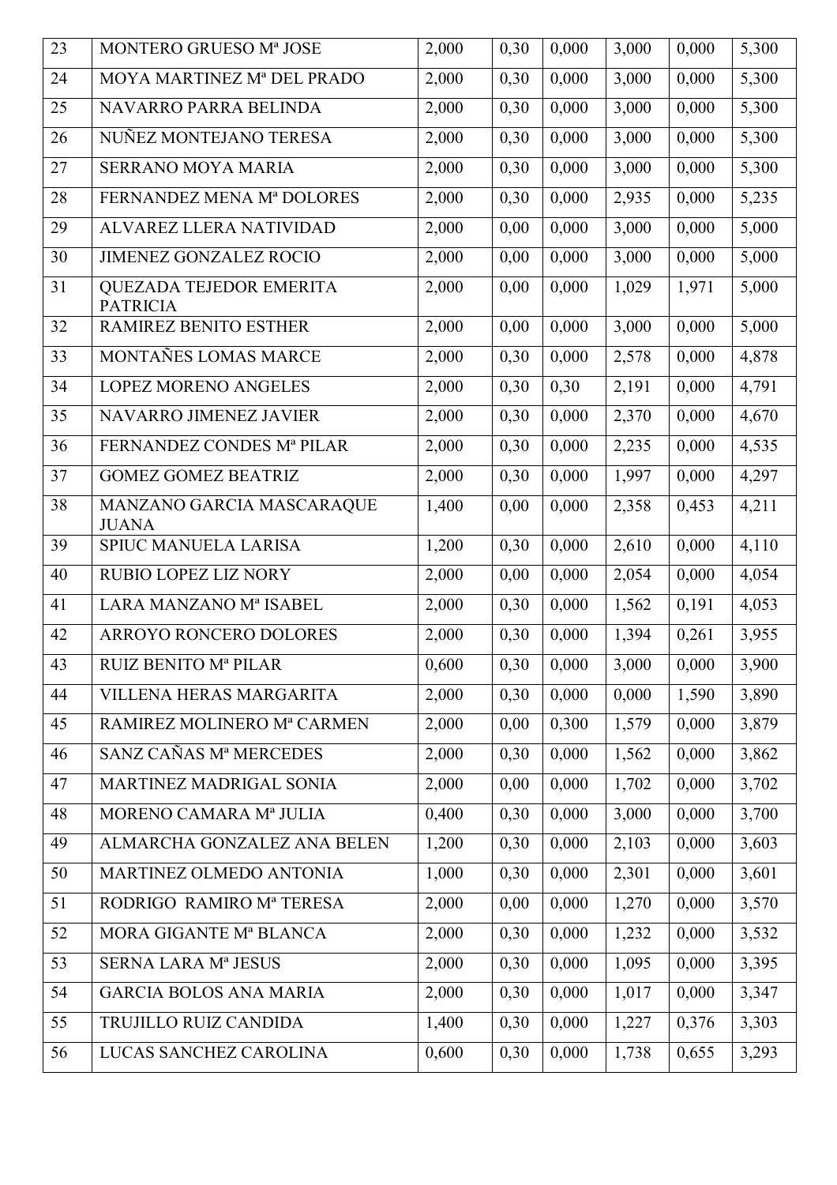| 23 | MONTERO GRUESO Mª JOSE | 2,000 | 0,30 | 0,000 | 3,000 | 0,000 | 5,300 |
|---|---|---|---|---|---|---|---|
| 24 | MOYA MARTINEZ Mª DEL PRADO | 2,000 | 0,30 | 0,000 | 3,000 | 0,000 | 5,300 |
| 25 | NAVARRO PARRA BELINDA | 2,000 | 0,30 | 0,000 | 3,000 | 0,000 | 5,300 |
| 26 | NUÑEZ MONTEJANO TERESA | 2,000 | 0,30 | 0,000 | 3,000 | 0,000 | 5,300 |
| 27 | SERRANO MOYA MARIA | 2,000 | 0,30 | 0,000 | 3,000 | 0,000 | 5,300 |
| 28 | FERNANDEZ MENA Mª DOLORES | 2,000 | 0,30 | 0,000 | 2,935 | 0,000 | 5,235 |
| 29 | ALVAREZ LLERA NATIVIDAD | 2,000 | 0,00 | 0,000 | 3,000 | 0,000 | 5,000 |
| 30 | JIMENEZ GONZALEZ ROCIO | 2,000 | 0,00 | 0,000 | 3,000 | 0,000 | 5,000 |
| 31 | QUEZADA TEJEDOR EMERITA PATRICIA | 2,000 | 0,00 | 0,000 | 1,029 | 1,971 | 5,000 |
| 32 | RAMIREZ BENITO ESTHER | 2,000 | 0,00 | 0,000 | 3,000 | 0,000 | 5,000 |
| 33 | MONTAÑES LOMAS MARCE | 2,000 | 0,30 | 0,000 | 2,578 | 0,000 | 4,878 |
| 34 | LOPEZ MORENO ANGELES | 2,000 | 0,30 | 0,30 | 2,191 | 0,000 | 4,791 |
| 35 | NAVARRO JIMENEZ JAVIER | 2,000 | 0,30 | 0,000 | 2,370 | 0,000 | 4,670 |
| 36 | FERNANDEZ CONDES Mª PILAR | 2,000 | 0,30 | 0,000 | 2,235 | 0,000 | 4,535 |
| 37 | GOMEZ GOMEZ BEATRIZ | 2,000 | 0,30 | 0,000 | 1,997 | 0,000 | 4,297 |
| 38 | MANZANO GARCIA MASCARAQUE JUANA | 1,400 | 0,00 | 0,000 | 2,358 | 0,453 | 4,211 |
| 39 | SPIUC MANUELA LARISA | 1,200 | 0,30 | 0,000 | 2,610 | 0,000 | 4,110 |
| 40 | RUBIO LOPEZ LIZ NORY | 2,000 | 0,00 | 0,000 | 2,054 | 0,000 | 4,054 |
| 41 | LARA MANZANO Mª ISABEL | 2,000 | 0,30 | 0,000 | 1,562 | 0,191 | 4,053 |
| 42 | ARROYO RONCERO DOLORES | 2,000 | 0,30 | 0,000 | 1,394 | 0,261 | 3,955 |
| 43 | RUIZ BENITO Mª PILAR | 0,600 | 0,30 | 0,000 | 3,000 | 0,000 | 3,900 |
| 44 | VILLENA HERAS MARGARITA | 2,000 | 0,30 | 0,000 | 0,000 | 1,590 | 3,890 |
| 45 | RAMIREZ MOLINERO Mª CARMEN | 2,000 | 0,00 | 0,300 | 1,579 | 0,000 | 3,879 |
| 46 | SANZ CAÑAS Mª MERCEDES | 2,000 | 0,30 | 0,000 | 1,562 | 0,000 | 3,862 |
| 47 | MARTINEZ MADRIGAL SONIA | 2,000 | 0,00 | 0,000 | 1,702 | 0,000 | 3,702 |
| 48 | MORENO CAMARA Mª JULIA | 0,400 | 0,30 | 0,000 | 3,000 | 0,000 | 3,700 |
| 49 | ALMARCHA GONZALEZ ANA BELEN | 1,200 | 0,30 | 0,000 | 2,103 | 0,000 | 3,603 |
| 50 | MARTINEZ OLMEDO ANTONIA | 1,000 | 0,30 | 0,000 | 2,301 | 0,000 | 3,601 |
| 51 | RODRIGO RAMIRO Mª TERESA | 2,000 | 0,00 | 0,000 | 1,270 | 0,000 | 3,570 |
| 52 | MORA GIGANTE Mª BLANCA | 2,000 | 0,30 | 0,000 | 1,232 | 0,000 | 3,532 |
| 53 | SERNA LARA Mª JESUS | 2,000 | 0,30 | 0,000 | 1,095 | 0,000 | 3,395 |
| 54 | GARCIA BOLOS ANA MARIA | 2,000 | 0,30 | 0,000 | 1,017 | 0,000 | 3,347 |
| 55 | TRUJILLO RUIZ CANDIDA | 1,400 | 0,30 | 0,000 | 1,227 | 0,376 | 3,303 |
| 56 | LUCAS SANCHEZ CAROLINA | 0,600 | 0,30 | 0,000 | 1,738 | 0,655 | 3,293 |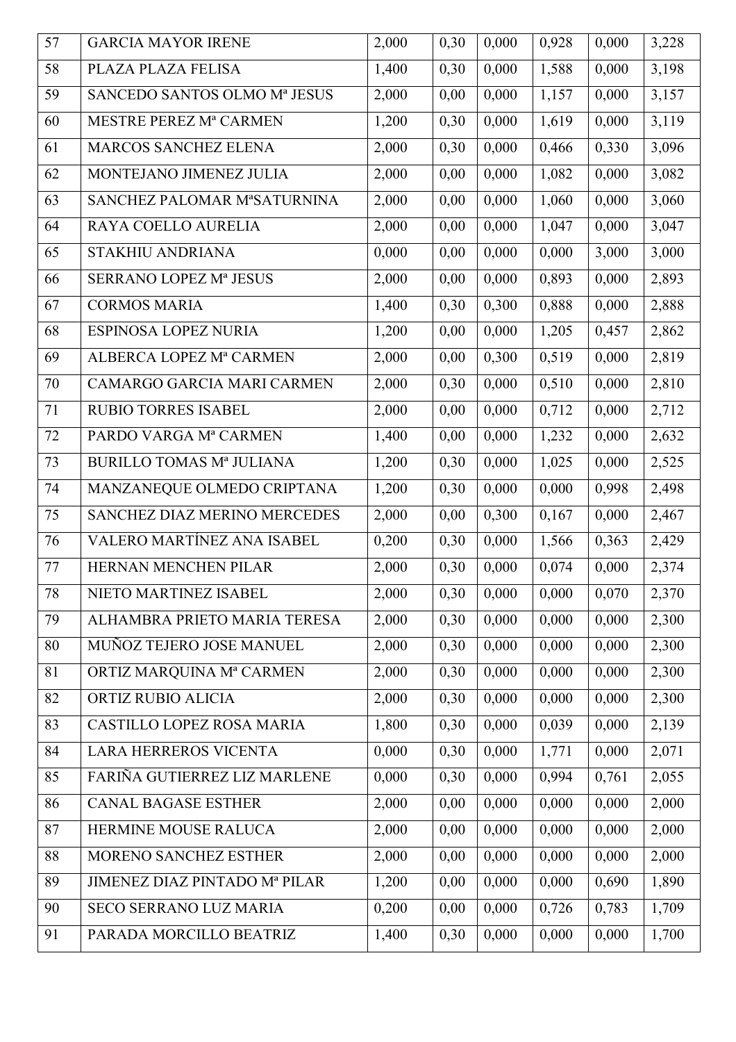| 57 | GARCIA MAYOR IRENE | 2,000 | 0,30 | 0,000 | 0,928 | 0,000 | 3,228 |
|---|---|---|---|---|---|---|---|
| 58 | PLAZA PLAZA FELISA | 1,400 | 0,30 | 0,000 | 1,588 | 0,000 | 3,198 |
| 59 | SANCEDO SANTOS OLMO Mª JESUS | 2,000 | 0,00 | 0,000 | 1,157 | 0,000 | 3,157 |
| 60 | MESTRE PEREZ Mª CARMEN | 1,200 | 0,30 | 0,000 | 1,619 | 0,000 | 3,119 |
| 61 | MARCOS SANCHEZ ELENA | 2,000 | 0,30 | 0,000 | 0,466 | 0,330 | 3,096 |
| 62 | MONTEJANO JIMENEZ JULIA | 2,000 | 0,00 | 0,000 | 1,082 | 0,000 | 3,082 |
| 63 | SANCHEZ PALOMAR MªSATURNINA | 2,000 | 0,00 | 0,000 | 1,060 | 0,000 | 3,060 |
| 64 | RAYA COELLO AURELIA | 2,000 | 0,00 | 0,000 | 1,047 | 0,000 | 3,047 |
| 65 | STAKHIU ANDRIANA | 0,000 | 0,00 | 0,000 | 0,000 | 3,000 | 3,000 |
| 66 | SERRANO LOPEZ Mª JESUS | 2,000 | 0,00 | 0,000 | 0,893 | 0,000 | 2,893 |
| 67 | CORMOS MARIA | 1,400 | 0,30 | 0,300 | 0,888 | 0,000 | 2,888 |
| 68 | ESPINOSA LOPEZ NURIA | 1,200 | 0,00 | 0,000 | 1,205 | 0,457 | 2,862 |
| 69 | ALBERCA LOPEZ Mª CARMEN | 2,000 | 0,00 | 0,300 | 0,519 | 0,000 | 2,819 |
| 70 | CAMARGO GARCIA MARI CARMEN | 2,000 | 0,30 | 0,000 | 0,510 | 0,000 | 2,810 |
| 71 | RUBIO TORRES ISABEL | 2,000 | 0,00 | 0,000 | 0,712 | 0,000 | 2,712 |
| 72 | PARDO VARGA Mª CARMEN | 1,400 | 0,00 | 0,000 | 1,232 | 0,000 | 2,632 |
| 73 | BURILLO TOMAS Mª JULIANA | 1,200 | 0,30 | 0,000 | 1,025 | 0,000 | 2,525 |
| 74 | MANZANEQUE OLMEDO CRIPTANA | 1,200 | 0,30 | 0,000 | 0,000 | 0,998 | 2,498 |
| 75 | SANCHEZ DIAZ MERINO MERCEDES | 2,000 | 0,00 | 0,300 | 0,167 | 0,000 | 2,467 |
| 76 | VALERO MARTÍNEZ ANA ISABEL | 0,200 | 0,30 | 0,000 | 1,566 | 0,363 | 2,429 |
| 77 | HERNAN MENCHEN PILAR | 2,000 | 0,30 | 0,000 | 0,074 | 0,000 | 2,374 |
| 78 | NIETO MARTINEZ ISABEL | 2,000 | 0,30 | 0,000 | 0,000 | 0,070 | 2,370 |
| 79 | ALHAMBRA PRIETO MARIA TERESA | 2,000 | 0,30 | 0,000 | 0,000 | 0,000 | 2,300 |
| 80 | MUÑOZ TEJERO JOSE MANUEL | 2,000 | 0,30 | 0,000 | 0,000 | 0,000 | 2,300 |
| 81 | ORTIZ MARQUINA Mª CARMEN | 2,000 | 0,30 | 0,000 | 0,000 | 0,000 | 2,300 |
| 82 | ORTIZ RUBIO ALICIA | 2,000 | 0,30 | 0,000 | 0,000 | 0,000 | 2,300 |
| 83 | CASTILLO LOPEZ ROSA MARIA | 1,800 | 0,30 | 0,000 | 0,039 | 0,000 | 2,139 |
| 84 | LARA HERREROS VICENTA | 0,000 | 0,30 | 0,000 | 1,771 | 0,000 | 2,071 |
| 85 | FARIÑA GUTIERREZ LIZ MARLENE | 0,000 | 0,30 | 0,000 | 0,994 | 0,761 | 2,055 |
| 86 | CANAL BAGASE ESTHER | 2,000 | 0,00 | 0,000 | 0,000 | 0,000 | 2,000 |
| 87 | HERMINE MOUSE RALUCA | 2,000 | 0,00 | 0,000 | 0,000 | 0,000 | 2,000 |
| 88 | MORENO SANCHEZ ESTHER | 2,000 | 0,00 | 0,000 | 0,000 | 0,000 | 2,000 |
| 89 | JIMENEZ DIAZ PINTADO Mª PILAR | 1,200 | 0,00 | 0,000 | 0,000 | 0,690 | 1,890 |
| 90 | SECO SERRANO LUZ MARIA | 0,200 | 0,00 | 0,000 | 0,726 | 0,783 | 1,709 |
| 91 | PARADA MORCILLO BEATRIZ | 1,400 | 0,30 | 0,000 | 0,000 | 0,000 | 1,700 |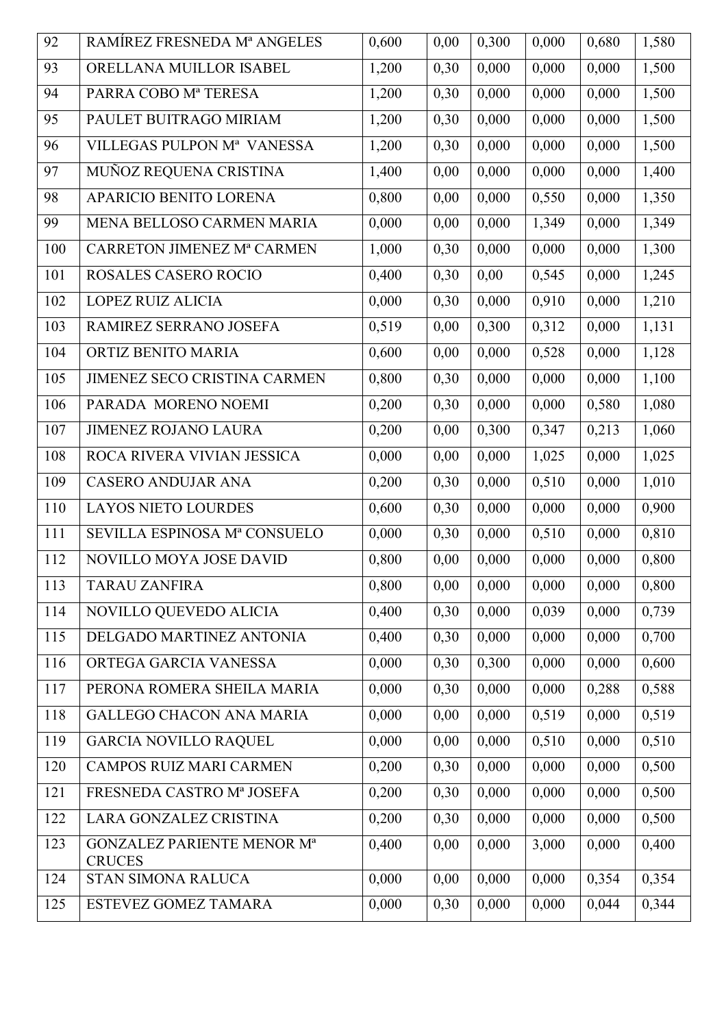| 92 | RAMÍREZ FRESNEDA Mª ANGELES | 0,600 | 0,00 | 0,300 | 0,000 | 0,680 | 1,580 |
|---|---|---|---|---|---|---|---|
| 93 | ORELLANA MUILLOR ISABEL | 1,200 | 0,30 | 0,000 | 0,000 | 0,000 | 1,500 |
| 94 | PARRA COBO Mª TERESA | 1,200 | 0,30 | 0,000 | 0,000 | 0,000 | 1,500 |
| 95 | PAULET BUITRAGO MIRIAM | 1,200 | 0,30 | 0,000 | 0,000 | 0,000 | 1,500 |
| 96 | VILLEGAS PULPON Mª VANESSA | 1,200 | 0,30 | 0,000 | 0,000 | 0,000 | 1,500 |
| 97 | MUÑOZ REQUENA CRISTINA | 1,400 | 0,00 | 0,000 | 0,000 | 0,000 | 1,400 |
| 98 | APARICIO BENITO LORENA | 0,800 | 0,00 | 0,000 | 0,550 | 0,000 | 1,350 |
| 99 | MENA BELLOSO CARMEN MARIA | 0,000 | 0,00 | 0,000 | 1,349 | 0,000 | 1,349 |
| 100 | CARRETON JIMENEZ Mª CARMEN | 1,000 | 0,30 | 0,000 | 0,000 | 0,000 | 1,300 |
| 101 | ROSALES CASERO ROCIO | 0,400 | 0,30 | 0,00 | 0,545 | 0,000 | 1,245 |
| 102 | LOPEZ RUIZ ALICIA | 0,000 | 0,30 | 0,000 | 0,910 | 0,000 | 1,210 |
| 103 | RAMIREZ SERRANO JOSEFA | 0,519 | 0,00 | 0,300 | 0,312 | 0,000 | 1,131 |
| 104 | ORTIZ BENITO MARIA | 0,600 | 0,00 | 0,000 | 0,528 | 0,000 | 1,128 |
| 105 | JIMENEZ SECO CRISTINA CARMEN | 0,800 | 0,30 | 0,000 | 0,000 | 0,000 | 1,100 |
| 106 | PARADA MORENO NOEMI | 0,200 | 0,30 | 0,000 | 0,000 | 0,580 | 1,080 |
| 107 | JIMENEZ ROJANO LAURA | 0,200 | 0,00 | 0,300 | 0,347 | 0,213 | 1,060 |
| 108 | ROCA RIVERA VIVIAN JESSICA | 0,000 | 0,00 | 0,000 | 1,025 | 0,000 | 1,025 |
| 109 | CASERO ANDUJAR ANA | 0,200 | 0,30 | 0,000 | 0,510 | 0,000 | 1,010 |
| 110 | LAYOS NIETO LOURDES | 0,600 | 0,30 | 0,000 | 0,000 | 0,000 | 0,900 |
| 111 | SEVILLA ESPINOSA Mª CONSUELO | 0,000 | 0,30 | 0,000 | 0,510 | 0,000 | 0,810 |
| 112 | NOVILLO MOYA JOSE DAVID | 0,800 | 0,00 | 0,000 | 0,000 | 0,000 | 0,800 |
| 113 | TARAU ZANFIRA | 0,800 | 0,00 | 0,000 | 0,000 | 0,000 | 0,800 |
| 114 | NOVILLO QUEVEDO ALICIA | 0,400 | 0,30 | 0,000 | 0,039 | 0,000 | 0,739 |
| 115 | DELGADO MARTINEZ ANTONIA | 0,400 | 0,30 | 0,000 | 0,000 | 0,000 | 0,700 |
| 116 | ORTEGA GARCIA VANESSA | 0,000 | 0,30 | 0,300 | 0,000 | 0,000 | 0,600 |
| 117 | PERONA ROMERA SHEILA MARIA | 0,000 | 0,30 | 0,000 | 0,000 | 0,288 | 0,588 |
| 118 | GALLEGO CHACON ANA MARIA | 0,000 | 0,00 | 0,000 | 0,519 | 0,000 | 0,519 |
| 119 | GARCIA NOVILLO RAQUEL | 0,000 | 0,00 | 0,000 | 0,510 | 0,000 | 0,510 |
| 120 | CAMPOS RUIZ MARI CARMEN | 0,200 | 0,30 | 0,000 | 0,000 | 0,000 | 0,500 |
| 121 | FRESNEDA CASTRO Mª JOSEFA | 0,200 | 0,30 | 0,000 | 0,000 | 0,000 | 0,500 |
| 122 | LARA GONZALEZ CRISTINA | 0,200 | 0,30 | 0,000 | 0,000 | 0,000 | 0,500 |
| 123 | GONZALEZ PARIENTE MENOR Mª CRUCES | 0,400 | 0,00 | 0,000 | 3,000 | 0,000 | 0,400 |
| 124 | STAN SIMONA RALUCA | 0,000 | 0,00 | 0,000 | 0,000 | 0,354 | 0,354 |
| 125 | ESTEVEZ GOMEZ TAMARA | 0,000 | 0,30 | 0,000 | 0,000 | 0,044 | 0,344 |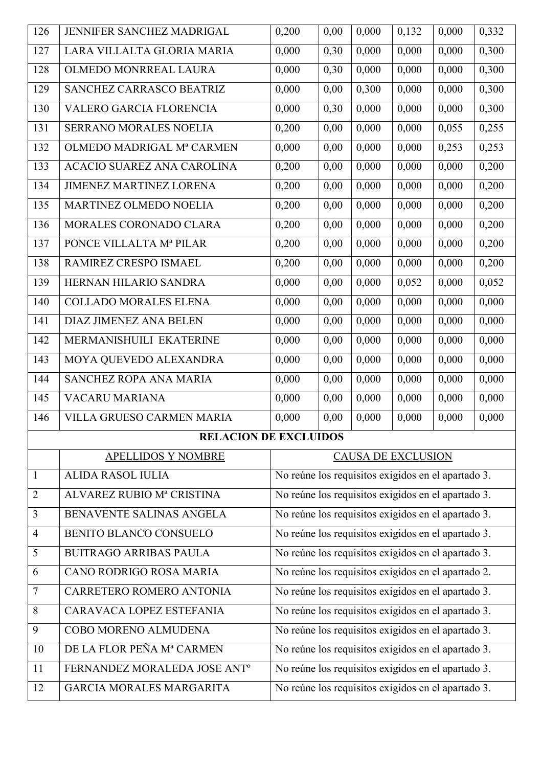| | | | | | | | |
|---|---|---|---|---|---|---|---|
| 126 | JENNIFER SANCHEZ MADRIGAL | 0,200 | 0,00 | 0,000 | 0,132 | 0,000 | 0,332 |
| 127 | LARA VILLALTA GLORIA MARIA | 0,000 | 0,30 | 0,000 | 0,000 | 0,000 | 0,300 |
| 128 | OLMEDO MONRREAL LAURA | 0,000 | 0,30 | 0,000 | 0,000 | 0,000 | 0,300 |
| 129 | SANCHEZ CARRASCO BEATRIZ | 0,000 | 0,00 | 0,300 | 0,000 | 0,000 | 0,300 |
| 130 | VALERO GARCIA FLORENCIA | 0,000 | 0,30 | 0,000 | 0,000 | 0,000 | 0,300 |
| 131 | SERRANO MORALES NOELIA | 0,200 | 0,00 | 0,000 | 0,000 | 0,055 | 0,255 |
| 132 | OLMEDO MADRIGAL Mª CARMEN | 0,000 | 0,00 | 0,000 | 0,000 | 0,253 | 0,253 |
| 133 | ACACIO SUAREZ ANA CAROLINA | 0,200 | 0,00 | 0,000 | 0,000 | 0,000 | 0,200 |
| 134 | JIMENEZ MARTINEZ LORENA | 0,200 | 0,00 | 0,000 | 0,000 | 0,000 | 0,200 |
| 135 | MARTINEZ OLMEDO NOELIA | 0,200 | 0,00 | 0,000 | 0,000 | 0,000 | 0,200 |
| 136 | MORALES CORONADO CLARA | 0,200 | 0,00 | 0,000 | 0,000 | 0,000 | 0,200 |
| 137 | PONCE VILLALTA Mª PILAR | 0,200 | 0,00 | 0,000 | 0,000 | 0,000 | 0,200 |
| 138 | RAMIREZ CRESPO ISMAEL | 0,200 | 0,00 | 0,000 | 0,000 | 0,000 | 0,200 |
| 139 | HERNAN HILARIO SANDRA | 0,000 | 0,00 | 0,000 | 0,052 | 0,000 | 0,052 |
| 140 | COLLADO MORALES ELENA | 0,000 | 0,00 | 0,000 | 0,000 | 0,000 | 0,000 |
| 141 | DIAZ JIMENEZ ANA BELEN | 0,000 | 0,00 | 0,000 | 0,000 | 0,000 | 0,000 |
| 142 | MERMANISHUILI EKATERINE | 0,000 | 0,00 | 0,000 | 0,000 | 0,000 | 0,000 |
| 143 | MOYA QUEVEDO ALEXANDRA | 0,000 | 0,00 | 0,000 | 0,000 | 0,000 | 0,000 |
| 144 | SANCHEZ ROPA ANA MARIA | 0,000 | 0,00 | 0,000 | 0,000 | 0,000 | 0,000 |
| 145 | VACARU MARIANA | 0,000 | 0,00 | 0,000 | 0,000 | 0,000 | 0,000 |
| 146 | VILLA GRUESO CARMEN MARIA | 0,000 | 0,00 | 0,000 | 0,000 | 0,000 | 0,000 |

**RELACION DE EXCLUIDOS**

| | APELLIDOS Y NOMBRE | CAUSA DE EXCLUSION |
|---|---|---|
| 1 | ALIDA RASOL IULIA | No reúne los requisitos exigidos en el apartado 3. |
| 2 | ALVAREZ RUBIO Mª CRISTINA | No reúne los requisitos exigidos en el apartado 3. |
| 3 | BENAVENTE SALINAS ANGELA | No reúne los requisitos exigidos en el apartado 3. |
| 4 | BENITO BLANCO CONSUELO | No reúne los requisitos exigidos en el apartado 3. |
| 5 | BUITRAGO ARRIBAS PAULA | No reúne los requisitos exigidos en el apartado 3. |
| 6 | CANO RODRIGO ROSA MARIA | No reúne los requisitos exigidos en el apartado 2. |
| 7 | CARRETERO ROMERO ANTONIA | No reúne los requisitos exigidos en el apartado 3. |
| 8 | CARAVACA LOPEZ ESTEFANIA | No reúne los requisitos exigidos en el apartado 3. |
| 9 | COBO MORENO ALMUDENA | No reúne los requisitos exigidos en el apartado 3. |
| 10 | DE LA FLOR PEÑA Mª CARMEN | No reúne los requisitos exigidos en el apartado 3. |
| 11 | FERNANDEZ MORALEDA JOSE ANTº | No reúne los requisitos exigidos en el apartado 3. |
| 12 | GARCIA MORALES MARGARITA | No reúne los requisitos exigidos en el apartado 3. |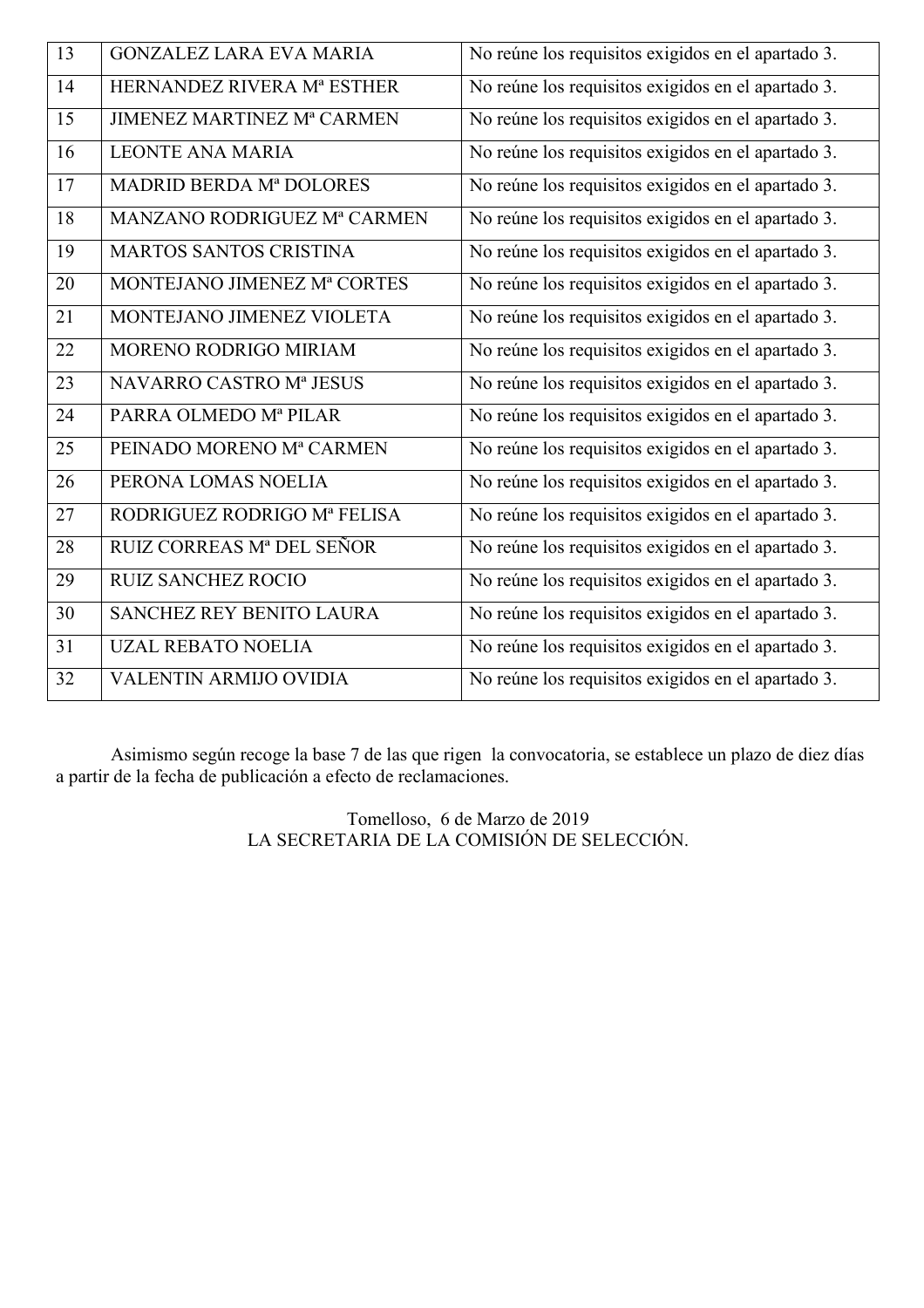| | | |
|---|---|---|
| 13 | GONZALEZ LARA EVA MARIA | No reúne los requisitos exigidos en el apartado 3. |
| 14 | HERNANDEZ RIVERA Mª ESTHER | No reúne los requisitos exigidos en el apartado 3. |
| 15 | JIMENEZ MARTINEZ Mª CARMEN | No reúne los requisitos exigidos en el apartado 3. |
| 16 | LEONTE ANA MARIA | No reúne los requisitos exigidos en el apartado 3. |
| 17 | MADRID BERDA Mª DOLORES | No reúne los requisitos exigidos en el apartado 3. |
| 18 | MANZANO RODRIGUEZ Mª CARMEN | No reúne los requisitos exigidos en el apartado 3. |
| 19 | MARTOS SANTOS CRISTINA | No reúne los requisitos exigidos en el apartado 3. |
| 20 | MONTEJANO JIMENEZ Mª CORTES | No reúne los requisitos exigidos en el apartado 3. |
| 21 | MONTEJANO JIMENEZ VIOLETA | No reúne los requisitos exigidos en el apartado 3. |
| 22 | MORENO RODRIGO MIRIAM | No reúne los requisitos exigidos en el apartado 3. |
| 23 | NAVARRO CASTRO Mª JESUS | No reúne los requisitos exigidos en el apartado 3. |
| 24 | PARRA OLMEDO Mª PILAR | No reúne los requisitos exigidos en el apartado 3. |
| 25 | PEINADO MORENO Mª CARMEN | No reúne los requisitos exigidos en el apartado 3. |
| 26 | PERONA LOMAS NOELIA | No reúne los requisitos exigidos en el apartado 3. |
| 27 | RODRIGUEZ RODRIGO Mª FELISA | No reúne los requisitos exigidos en el apartado 3. |
| 28 | RUIZ CORREAS Mª DEL SEÑOR | No reúne los requisitos exigidos en el apartado 3. |
| 29 | RUIZ SANCHEZ ROCIO | No reúne los requisitos exigidos en el apartado 3. |
| 30 | SANCHEZ REY BENITO LAURA | No reúne los requisitos exigidos en el apartado 3. |
| 31 | UZAL REBATO NOELIA | No reúne los requisitos exigidos en el apartado 3. |
| 32 | VALENTIN ARMIJO OVIDIA | No reúne los requisitos exigidos en el apartado 3. |

Asimismo según recoge la base 7 de las que rigen la convocatoria, se establece un plazo de diez días a partir de la fecha de publicación a efecto de reclamaciones.

Tomelloso, 6 de Marzo de 2019
LA SECRETARIA DE LA COMISIÓN DE SELECCIÓN.